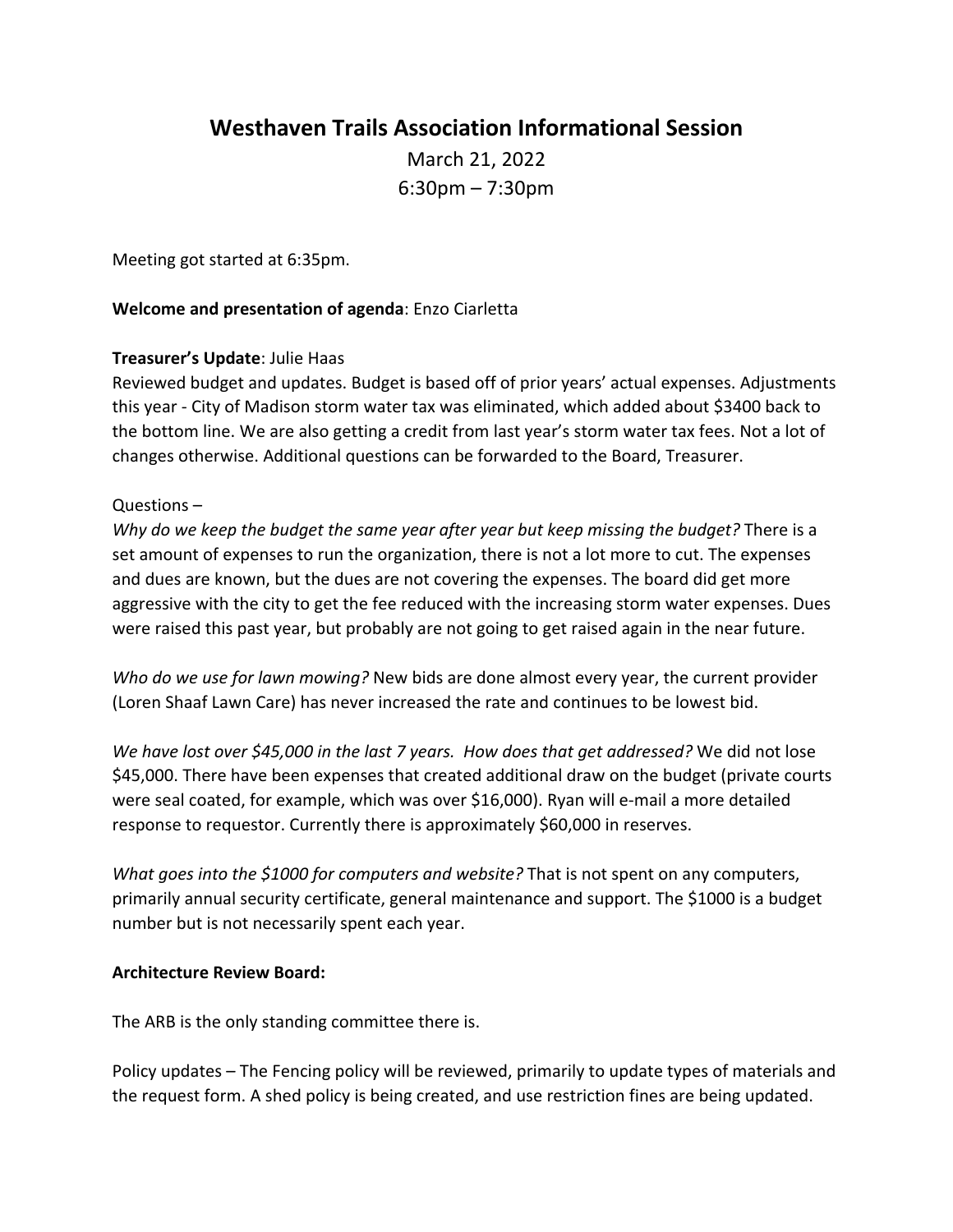# Westhaven Trails Association Informational Session

March 21, 2022

6:30pm – 7:30pm

Meeting got started at 6:35pm.

**Welcome and presentation of agenda**: Enzo Ciarletta

**Treasurer's Update**: Julie Haas

Reviewed budget and updates. Budget is based off of prior years' actual expenses. Adjustments this year - City of Madison storm water tax was eliminated, which added about $3400 back to the bottom line. We are also getting a credit from last year's storm water tax fees. Not a lot of changes otherwise. Additional questions can be forwarded to the Board, Treasurer.

Questions –

*Why do we keep the budget the same year after year but keep missing the budget?* There is a set amount of expenses to run the organization, there is not a lot more to cut. The expenses and dues are known, but the dues are not covering the expenses. The board did get more aggressive with the city to get the fee reduced with the increasing storm water expenses. Dues were raised this past year, but probably are not going to get raised again in the near future.

*Who do we use for lawn mowing?* New bids are done almost every year, the current provider (Loren Shaaf Lawn Care) has never increased the rate and continues to be lowest bid.

*We have lost over $45,000 in the last 7 years. How does that get addressed?* We did not lose $45,000. There have been expenses that created additional draw on the budget (private courts were seal coated, for example, which was over $16,000). Ryan will e-mail a more detailed response to requestor. Currently there is approximately $60,000 in reserves.

*What goes into the $1000 for computers and website?* That is not spent on any computers, primarily annual security certificate, general maintenance and support. The $1000 is a budget number but is not necessarily spent each year.

**Architecture Review Board:**

The ARB is the only standing committee there is.

Policy updates – The Fencing policy will be reviewed, primarily to update types of materials and the request form. A shed policy is being created, and use restriction fines are being updated.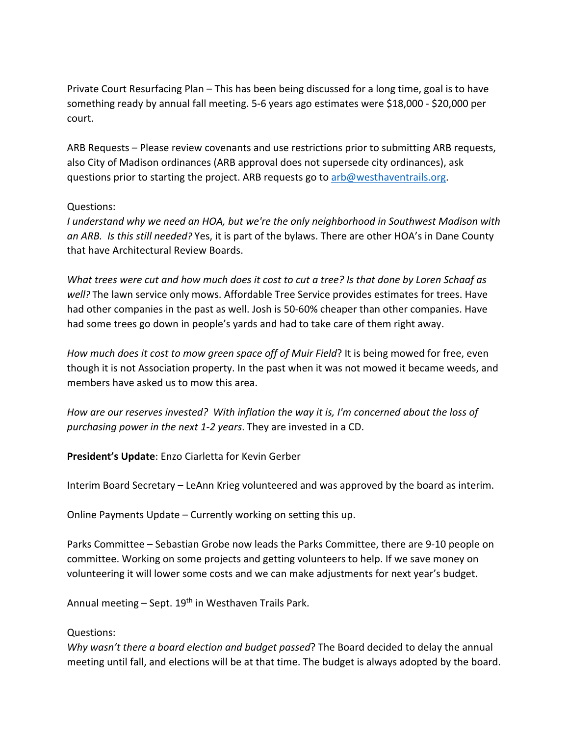Private Court Resurfacing Plan – This has been being discussed for a long time, goal is to have something ready by annual fall meeting. 5-6 years ago estimates were $18,000 - $20,000 per court.

ARB Requests – Please review covenants and use restrictions prior to submitting ARB requests, also City of Madison ordinances (ARB approval does not supersede city ordinances), ask questions prior to starting the project. ARB requests go to arb@westhaventrails.org.

Questions:

*I understand why we need an HOA, but we're the only neighborhood in Southwest Madison with an ARB. Is this still needed?* Yes, it is part of the bylaws. There are other HOA's in Dane County that have Architectural Review Boards.

*What trees were cut and how much does it cost to cut a tree? Is that done by Loren Schaaf as well?* The lawn service only mows. Affordable Tree Service provides estimates for trees. Have had other companies in the past as well. Josh is 50-60% cheaper than other companies. Have had some trees go down in people's yards and had to take care of them right away.

*How much does it cost to mow green space off of Muir Field*? It is being mowed for free, even though it is not Association property. In the past when it was not mowed it became weeds, and members have asked us to mow this area.

*How are our reserves invested? With inflation the way it is, I'm concerned about the loss of purchasing power in the next 1-2 years*. They are invested in a CD.

**President's Update**: Enzo Ciarletta for Kevin Gerber

Interim Board Secretary – LeAnn Krieg volunteered and was approved by the board as interim.

Online Payments Update – Currently working on setting this up.

Parks Committee – Sebastian Grobe now leads the Parks Committee, there are 9-10 people on committee. Working on some projects and getting volunteers to help. If we save money on volunteering it will lower some costs and we can make adjustments for next year's budget.

Annual meeting – Sept. 19th in Westhaven Trails Park.

Questions:

*Why wasn't there a board election and budget passed*? The Board decided to delay the annual meeting until fall, and elections will be at that time. The budget is always adopted by the board.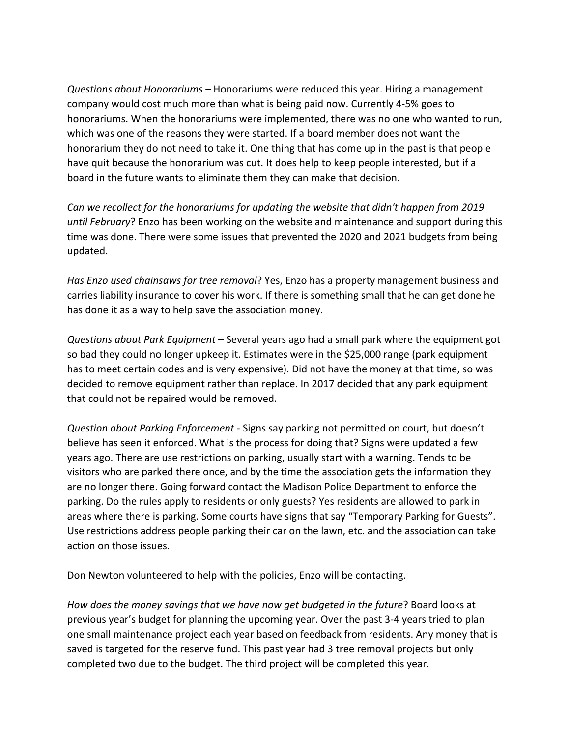*Questions about Honorariums* – Honorariums were reduced this year. Hiring a management company would cost much more than what is being paid now. Currently 4-5% goes to honorariums. When the honorariums were implemented, there was no one who wanted to run, which was one of the reasons they were started. If a board member does not want the honorarium they do not need to take it. One thing that has come up in the past is that people have quit because the honorarium was cut. It does help to keep people interested, but if a board in the future wants to eliminate them they can make that decision.

*Can we recollect for the honorariums for updating the website that didn't happen from 2019 until February*? Enzo has been working on the website and maintenance and support during this time was done. There were some issues that prevented the 2020 and 2021 budgets from being updated.

*Has Enzo used chainsaws for tree removal*? Yes, Enzo has a property management business and carries liability insurance to cover his work. If there is something small that he can get done he has done it as a way to help save the association money.

*Questions about Park Equipment* – Several years ago had a small park where the equipment got so bad they could no longer upkeep it. Estimates were in the $25,000 range (park equipment has to meet certain codes and is very expensive). Did not have the money at that time, so was decided to remove equipment rather than replace. In 2017 decided that any park equipment that could not be repaired would be removed.

*Question about Parking Enforcement* - Signs say parking not permitted on court, but doesn't believe has seen it enforced. What is the process for doing that? Signs were updated a few years ago. There are use restrictions on parking, usually start with a warning. Tends to be visitors who are parked there once, and by the time the association gets the information they are no longer there. Going forward contact the Madison Police Department to enforce the parking. Do the rules apply to residents or only guests? Yes residents are allowed to park in areas where there is parking. Some courts have signs that say "Temporary Parking for Guests". Use restrictions address people parking their car on the lawn, etc. and the association can take action on those issues.

Don Newton volunteered to help with the policies, Enzo will be contacting.

*How does the money savings that we have now get budgeted in the future*? Board looks at previous year's budget for planning the upcoming year. Over the past 3-4 years tried to plan one small maintenance project each year based on feedback from residents. Any money that is saved is targeted for the reserve fund. This past year had 3 tree removal projects but only completed two due to the budget. The third project will be completed this year.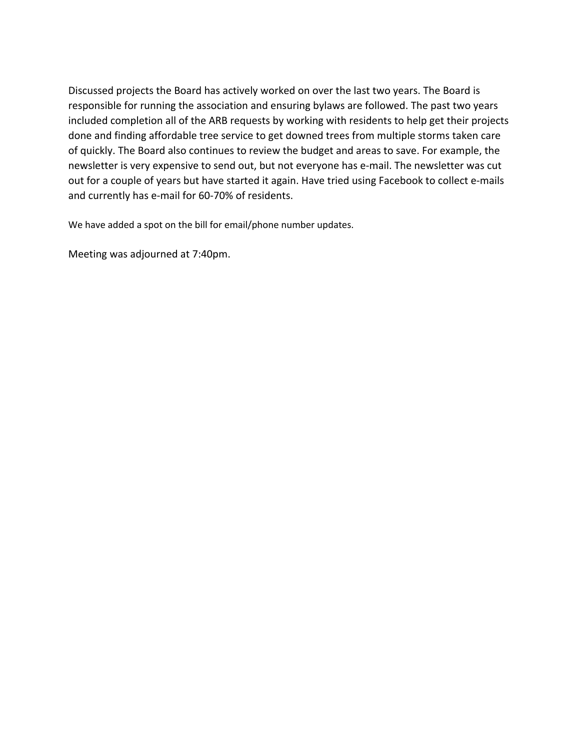Discussed projects the Board has actively worked on over the last two years. The Board is responsible for running the association and ensuring bylaws are followed. The past two years included completion all of the ARB requests by working with residents to help get their projects done and finding affordable tree service to get downed trees from multiple storms taken care of quickly. The Board also continues to review the budget and areas to save. For example, the newsletter is very expensive to send out, but not everyone has e-mail. The newsletter was cut out for a couple of years but have started it again. Have tried using Facebook to collect e-mails and currently has e-mail for 60-70% of residents.

We have added a spot on the bill for email/phone number updates.

Meeting was adjourned at 7:40pm.